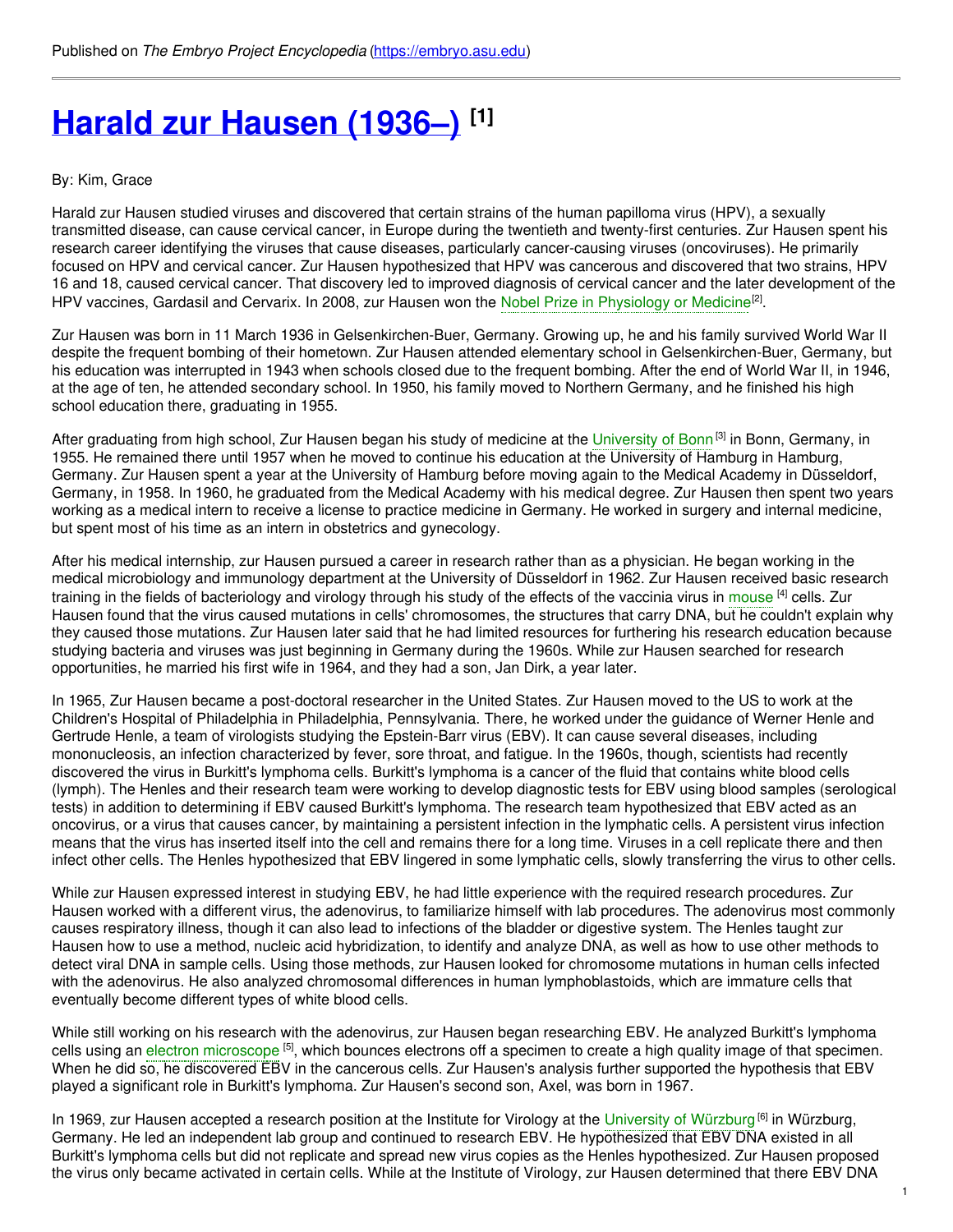Published on *The Embryo Project Encyclopedia* (https://embryo.asu.edu)

# Harald zur Hausen (1936–) [1]

By: Kim, Grace

Harald zur Hausen studied viruses and discovered that certain strains of the human papilloma virus (HPV), a sexually transmitted disease, can cause cervical cancer, in Europe during the twentieth and twenty-first centuries. Zur Hausen spent his research career identifying the viruses that cause diseases, particularly cancer-causing viruses (oncoviruses). He primarily focused on HPV and cervical cancer. Zur Hausen hypothesized that HPV was cancerous and discovered that two strains, HPV 16 and 18, caused cervical cancer. That discovery led to improved diagnosis of cervical cancer and the later development of the HPV vaccines, Gardasil and Cervarix. In 2008, zur Hausen won the Nobel Prize in Physiology or Medicine[2].

Zur Hausen was born in 11 March 1936 in Gelsenkirchen-Buer, Germany. Growing up, he and his family survived World War II despite the frequent bombing of their hometown. Zur Hausen attended elementary school in Gelsenkirchen-Buer, Germany, but his education was interrupted in 1943 when schools closed due to the frequent bombing. After the end of World War II, in 1946, at the age of ten, he attended secondary school. In 1950, his family moved to Northern Germany, and he finished his high school education there, graduating in 1955.

After graduating from high school, Zur Hausen began his study of medicine at the University of Bonn[3] in Bonn, Germany, in 1955. He remained there until 1957 when he moved to continue his education at the University of Hamburg in Hamburg, Germany. Zur Hausen spent a year at the University of Hamburg before moving again to the Medical Academy in Düsseldorf, Germany, in 1958. In 1960, he graduated from the Medical Academy with his medical degree. Zur Hausen then spent two years working as a medical intern to receive a license to practice medicine in Germany. He worked in surgery and internal medicine, but spent most of his time as an intern in obstetrics and gynecology.

After his medical internship, zur Hausen pursued a career in research rather than as a physician. He began working in the medical microbiology and immunology department at the University of Düsseldorf in 1962. Zur Hausen received basic research training in the fields of bacteriology and virology through his study of the effects of the vaccinia virus in mouse[4] cells. Zur Hausen found that the virus caused mutations in cells' chromosomes, the structures that carry DNA, but he couldn't explain why they caused those mutations. Zur Hausen later said that he had limited resources for furthering his research education because studying bacteria and viruses was just beginning in Germany during the 1960s. While zur Hausen searched for research opportunities, he married his first wife in 1964, and they had a son, Jan Dirk, a year later.

In 1965, Zur Hausen became a post-doctoral researcher in the United States. Zur Hausen moved to the US to work at the Children's Hospital of Philadelphia in Philadelphia, Pennsylvania. There, he worked under the guidance of Werner Henle and Gertrude Henle, a team of virologists studying the Epstein-Barr virus (EBV). It can cause several diseases, including mononucleosis, an infection characterized by fever, sore throat, and fatigue. In the 1960s, though, scientists had recently discovered the virus in Burkitt's lymphoma cells. Burkitt's lymphoma is a cancer of the fluid that contains white blood cells (lymph). The Henles and their research team were working to develop diagnostic tests for EBV using blood samples (serological tests) in addition to determining if EBV caused Burkitt's lymphoma. The research team hypothesized that EBV acted as an oncovirus, or a virus that causes cancer, by maintaining a persistent infection in the lymphatic cells. A persistent virus infection means that the virus has inserted itself into the cell and remains there for a long time. Viruses in a cell replicate there and then infect other cells. The Henles hypothesized that EBV lingered in some lymphatic cells, slowly transferring the virus to other cells.

While zur Hausen expressed interest in studying EBV, he had little experience with the required research procedures. Zur Hausen worked with a different virus, the adenovirus, to familiarize himself with lab procedures. The adenovirus most commonly causes respiratory illness, though it can also lead to infections of the bladder or digestive system. The Henles taught zur Hausen how to use a method, nucleic acid hybridization, to identify and analyze DNA, as well as how to use other methods to detect viral DNA in sample cells. Using those methods, zur Hausen looked for chromosome mutations in human cells infected with the adenovirus. He also analyzed chromosomal differences in human lymphoblastoids, which are immature cells that eventually become different types of white blood cells.

While still working on his research with the adenovirus, zur Hausen began researching EBV. He analyzed Burkitt's lymphoma cells using an electron microscope[5], which bounces electrons off a specimen to create a high quality image of that specimen. When he did so, he discovered EBV in the cancerous cells. Zur Hausen's analysis further supported the hypothesis that EBV played a significant role in Burkitt's lymphoma. Zur Hausen's second son, Axel, was born in 1967.

In 1969, zur Hausen accepted a research position at the Institute for Virology at the University of Würzburg[6] in Würzburg, Germany. He led an independent lab group and continued to research EBV. He hypothesized that EBV DNA existed in all Burkitt's lymphoma cells but did not replicate and spread new virus copies as the Henles hypothesized. Zur Hausen proposed the virus only became activated in certain cells. While at the Institute of Virology, zur Hausen determined that there EBV DNA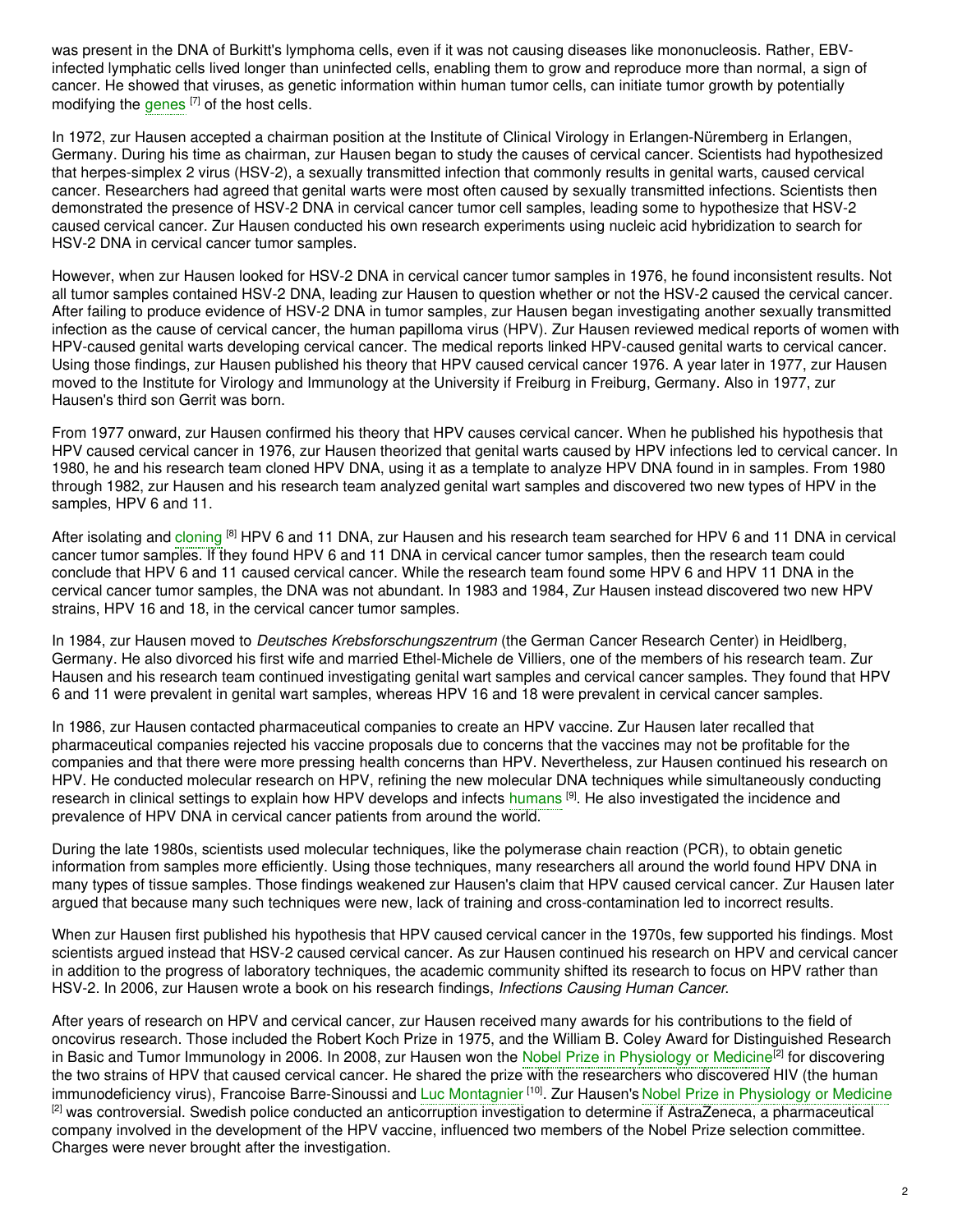was present in the DNA of Burkitt's lymphoma cells, even if it was not causing diseases like mononucleosis. Rather, EBV-infected lymphatic cells lived longer than uninfected cells, enabling them to grow and reproduce more than normal, a sign of cancer. He showed that viruses, as genetic information within human tumor cells, can initiate tumor growth by potentially modifying the genes [7] of the host cells.

In 1972, zur Hausen accepted a chairman position at the Institute of Clinical Virology in Erlangen-Nüremberg in Erlangen, Germany. During his time as chairman, zur Hausen began to study the causes of cervical cancer. Scientists had hypothesized that herpes-simplex 2 virus (HSV-2), a sexually transmitted infection that commonly results in genital warts, caused cervical cancer. Researchers had agreed that genital warts were most often caused by sexually transmitted infections. Scientists then demonstrated the presence of HSV-2 DNA in cervical cancer tumor cell samples, leading some to hypothesize that HSV-2 caused cervical cancer. Zur Hausen conducted his own research experiments using nucleic acid hybridization to search for HSV-2 DNA in cervical cancer tumor samples.

However, when zur Hausen looked for HSV-2 DNA in cervical cancer tumor samples in 1976, he found inconsistent results. Not all tumor samples contained HSV-2 DNA, leading zur Hausen to question whether or not the HSV-2 caused the cervical cancer. After failing to produce evidence of HSV-2 DNA in tumor samples, zur Hausen began investigating another sexually transmitted infection as the cause of cervical cancer, the human papilloma virus (HPV). Zur Hausen reviewed medical reports of women with HPV-caused genital warts developing cervical cancer. The medical reports linked HPV-caused genital warts to cervical cancer. Using those findings, zur Hausen published his theory that HPV caused cervical cancer 1976. A year later in 1977, zur Hausen moved to the Institute for Virology and Immunology at the University if Freiburg in Freiburg, Germany. Also in 1977, zur Hausen's third son Gerrit was born.

From 1977 onward, zur Hausen confirmed his theory that HPV causes cervical cancer. When he published his hypothesis that HPV caused cervical cancer in 1976, zur Hausen theorized that genital warts caused by HPV infections led to cervical cancer. In 1980, he and his research team cloned HPV DNA, using it as a template to analyze HPV DNA found in in samples. From 1980 through 1982, zur Hausen and his research team analyzed genital wart samples and discovered two new types of HPV in the samples, HPV 6 and 11.

After isolating and cloning [8] HPV 6 and 11 DNA, zur Hausen and his research team searched for HPV 6 and 11 DNA in cervical cancer tumor samples. If they found HPV 6 and 11 DNA in cervical cancer tumor samples, then the research team could conclude that HPV 6 and 11 caused cervical cancer. While the research team found some HPV 6 and HPV 11 DNA in the cervical cancer tumor samples, the DNA was not abundant. In 1983 and 1984, Zur Hausen instead discovered two new HPV strains, HPV 16 and 18, in the cervical cancer tumor samples.

In 1984, zur Hausen moved to *Deutsches Krebsforschungszentrum* (the German Cancer Research Center) in Heidlberg, Germany. He also divorced his first wife and married Ethel-Michele de Villiers, one of the members of his research team. Zur Hausen and his research team continued investigating genital wart samples and cervical cancer samples. They found that HPV 6 and 11 were prevalent in genital wart samples, whereas HPV 16 and 18 were prevalent in cervical cancer samples.

In 1986, zur Hausen contacted pharmaceutical companies to create an HPV vaccine. Zur Hausen later recalled that pharmaceutical companies rejected his vaccine proposals due to concerns that the vaccines may not be profitable for the companies and that there were more pressing health concerns than HPV. Nevertheless, zur Hausen continued his research on HPV. He conducted molecular research on HPV, refining the new molecular DNA techniques while simultaneously conducting research in clinical settings to explain how HPV develops and infects humans [9]. He also investigated the incidence and prevalence of HPV DNA in cervical cancer patients from around the world.

During the late 1980s, scientists used molecular techniques, like the polymerase chain reaction (PCR), to obtain genetic information from samples more efficiently. Using those techniques, many researchers all around the world found HPV DNA in many types of tissue samples. Those findings weakened zur Hausen's claim that HPV caused cervical cancer. Zur Hausen later argued that because many such techniques were new, lack of training and cross-contamination led to incorrect results.

When zur Hausen first published his hypothesis that HPV caused cervical cancer in the 1970s, few supported his findings. Most scientists argued instead that HSV-2 caused cervical cancer. As zur Hausen continued his research on HPV and cervical cancer in addition to the progress of laboratory techniques, the academic community shifted its research to focus on HPV rather than HSV-2. In 2006, zur Hausen wrote a book on his research findings, *Infections Causing Human Cancer*.

After years of research on HPV and cervical cancer, zur Hausen received many awards for his contributions to the field of oncovirus research. Those included the Robert Koch Prize in 1975, and the William B. Coley Award for Distinguished Research in Basic and Tumor Immunology in 2006. In 2008, zur Hausen won the Nobel Prize in Physiology or Medicine[2] for discovering the two strains of HPV that caused cervical cancer. He shared the prize with the researchers who discovered HIV (the human immunodeficiency virus), Francoise Barre-Sinoussi and Luc Montagnier [10]. Zur Hausen's Nobel Prize in Physiology or Medicine [2] was controversial. Swedish police conducted an anticorruption investigation to determine if AstraZeneca, a pharmaceutical company involved in the development of the HPV vaccine, influenced two members of the Nobel Prize selection committee. Charges were never brought after the investigation.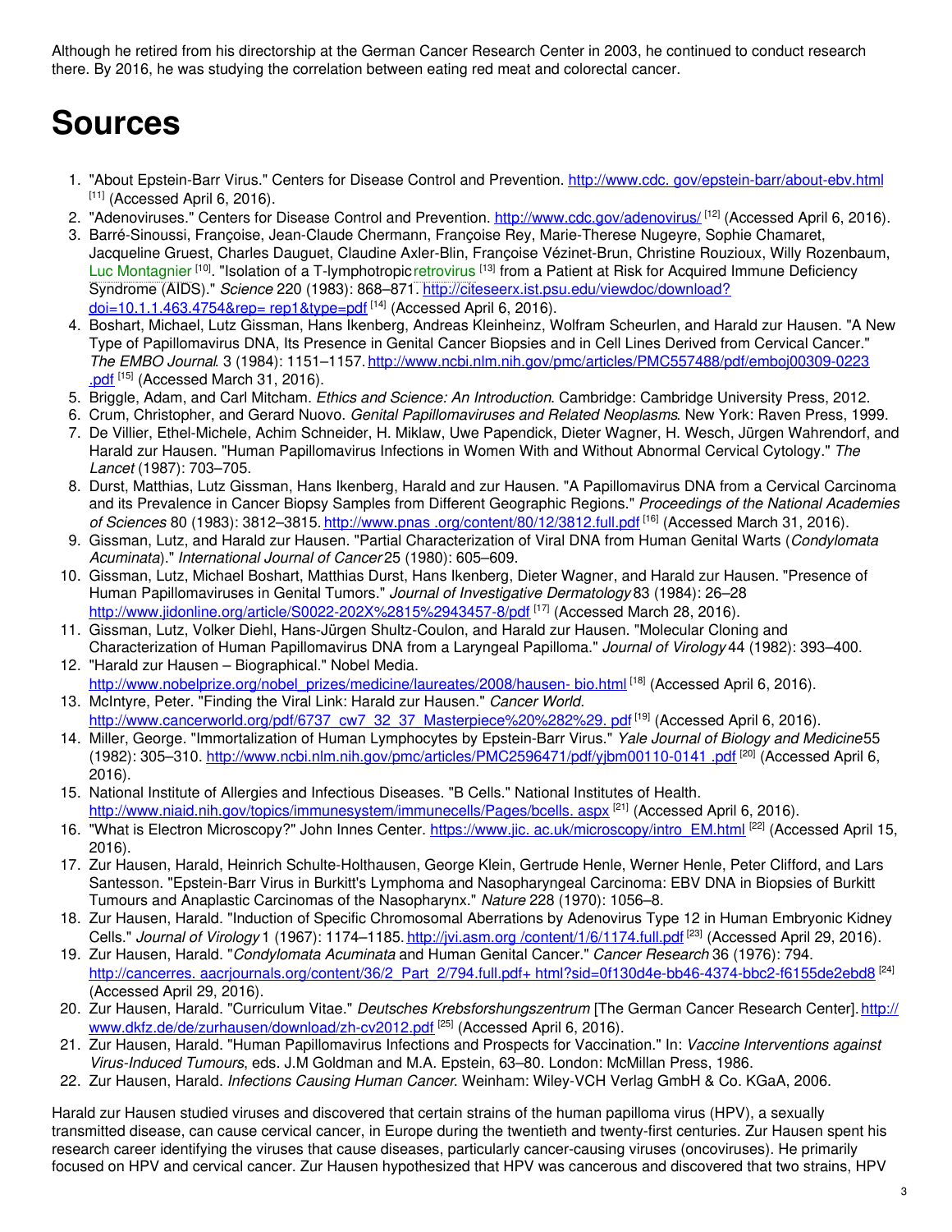Although he retired from his directorship at the German Cancer Research Center in 2003, he continued to conduct research there. By 2016, he was studying the correlation between eating red meat and colorectal cancer.

# Sources

1. "About Epstein-Barr Virus." Centers for Disease Control and Prevention. http://www.cdc. gov/epstein-barr/about-ebv.html [11] (Accessed April 6, 2016).
2. "Adenoviruses." Centers for Disease Control and Prevention. http://www.cdc.gov/adenovirus/ [12] (Accessed April 6, 2016).
3. Barré-Sinoussi, Françoise, Jean-Claude Chermann, Françoise Rey, Marie-Therese Nugeyre, Sophie Chamaret, Jacqueline Gruest, Charles Dauguet, Claudine Axler-Blin, Françoise Vézinet-Brun, Christine Rouzioux, Willy Rozenbaum, Luc Montagnier [10]. "Isolation of a T-lymphotropic retrovirus [13] from a Patient at Risk for Acquired Immune Deficiency Syndrome (AIDS)." *Science* 220 (1983): 868–871. http://citeseerx.ist.psu.edu/viewdoc/download?doi=10.1.1.463.4754&rep= rep1&type=pdf [14] (Accessed April 6, 2016).
4. Boshart, Michael, Lutz Gissman, Hans Ikenberg, Andreas Kleinheinz, Wolfram Scheurlen, and Harald zur Hausen. "A New Type of Papillomavirus DNA, Its Presence in Genital Cancer Biopsies and in Cell Lines Derived from Cervical Cancer." *The EMBO Journal*. 3 (1984): 1151–1157. http://www.ncbi.nlm.nih.gov/pmc/articles/PMC557488/pdf/emboj00309-0223 .pdf [15] (Accessed March 31, 2016).
5. Briggle, Adam, and Carl Mitcham. *Ethics and Science: An Introduction*. Cambridge: Cambridge University Press, 2012.
6. Crum, Christopher, and Gerard Nuovo. *Genital Papillomaviruses and Related Neoplasms*. New York: Raven Press, 1999.
7. De Villier, Ethel-Michele, Achim Schneider, H. Miklaw, Uwe Papendick, Dieter Wagner, H. Wesch, Jürgen Wahrendorf, and Harald zur Hausen. "Human Papillomavirus Infections in Women With and Without Abnormal Cervical Cytology." *The Lancet* (1987): 703–705.
8. Durst, Matthias, Lutz Gissman, Hans Ikenberg, Harald and zur Hausen. "A Papillomavirus DNA from a Cervical Carcinoma and its Prevalence in Cancer Biopsy Samples from Different Geographic Regions." *Proceedings of the National Academies of Sciences* 80 (1983): 3812–3815. http://www.pnas .org/content/80/12/3812.full.pdf [16] (Accessed March 31, 2016).
9. Gissman, Lutz, and Harald zur Hausen. "Partial Characterization of Viral DNA from Human Genital Warts (*Condylomata Acuminata*)." *International Journal of Cancer* 25 (1980): 605–609.
10. Gissman, Lutz, Michael Boshart, Matthias Durst, Hans Ikenberg, Dieter Wagner, and Harald zur Hausen. "Presence of Human Papillomaviruses in Genital Tumors." *Journal of Investigative Dermatology* 83 (1984): 26–28 http://www.jidonline.org/article/S0022-202X%2815%2943457-8/pdf [17] (Accessed March 28, 2016).
11. Gissman, Lutz, Volker Diehl, Hans-Jürgen Shultz-Coulon, and Harald zur Hausen. "Molecular Cloning and Characterization of Human Papillomavirus DNA from a Laryngeal Papilloma." *Journal of Virology* 44 (1982): 393–400.
12. "Harald zur Hausen – Biographical." Nobel Media. http://www.nobelprize.org/nobel_prizes/medicine/laureates/2008/hausen- bio.html [18] (Accessed April 6, 2016).
13. McIntyre, Peter. "Finding the Viral Link: Harald zur Hausen." *Cancer World*. http://www.cancerworld.org/pdf/6737_cw7_32_37_Masterpiece%20%282%29. pdf [19] (Accessed April 6, 2016).
14. Miller, George. "Immortalization of Human Lymphocytes by Epstein-Barr Virus." *Yale Journal of Biology and Medicine* 55 (1982): 305–310. http://www.ncbi.nlm.nih.gov/pmc/articles/PMC2596471/pdf/yjbm00110-0141 .pdf [20] (Accessed April 6, 2016).
15. National Institute of Allergies and Infectious Diseases. "B Cells." National Institutes of Health. http://www.niaid.nih.gov/topics/immunesystem/immunecells/Pages/bcells. aspx [21] (Accessed April 6, 2016).
16. "What is Electron Microscopy?" John Innes Center. https://www.jic. ac.uk/microscopy/intro_EM.html [22] (Accessed April 15, 2016).
17. Zur Hausen, Harald, Heinrich Schulte-Holthausen, George Klein, Gertrude Henle, Werner Henle, Peter Clifford, and Lars Santesson. "Epstein-Barr Virus in Burkitt's Lymphoma and Nasopharyngeal Carcinoma: EBV DNA in Biopsies of Burkitt Tumours and Anaplastic Carcinomas of the Nasopharynx." *Nature* 228 (1970): 1056–8.
18. Zur Hausen, Harald. "Induction of Specific Chromosomal Aberrations by Adenovirus Type 12 in Human Embryonic Kidney Cells." *Journal of Virology* 1 (1967): 1174–1185. http://jvi.asm.org /content/1/6/1174.full.pdf [23] (Accessed April 29, 2016).
19. Zur Hausen, Harald. "*Condylomata Acuminata* and Human Genital Cancer." *Cancer Research* 36 (1976): 794. http://cancerres. aacrjournals.org/content/36/2_Part_2/794.full.pdf+ html?sid=0f130d4e-bb46-4374-bbc2-f6155de2ebd8 [24] (Accessed April 29, 2016).
20. Zur Hausen, Harald. "Curriculum Vitae." *Deutsches Krebsforshungszentrum* [The German Cancer Research Center]. http:// www.dkfz.de/de/zurhausen/download/zh-cv2012.pdf [25] (Accessed April 6, 2016).
21. Zur Hausen, Harald. "Human Papillomavirus Infections and Prospects for Vaccination." In: *Vaccine Interventions against Virus-Induced Tumours*, eds. J.M Goldman and M.A. Epstein, 63–80. London: McMillan Press, 1986.
22. Zur Hausen, Harald. *Infections Causing Human Cancer*. Weinham: Wiley-VCH Verlag GmbH & Co. KGaA, 2006.

Harald zur Hausen studied viruses and discovered that certain strains of the human papilloma virus (HPV), a sexually transmitted disease, can cause cervical cancer, in Europe during the twentieth and twenty-first centuries. Zur Hausen spent his research career identifying the viruses that cause diseases, particularly cancer-causing viruses (oncoviruses). He primarily focused on HPV and cervical cancer. Zur Hausen hypothesized that HPV was cancerous and discovered that two strains, HPV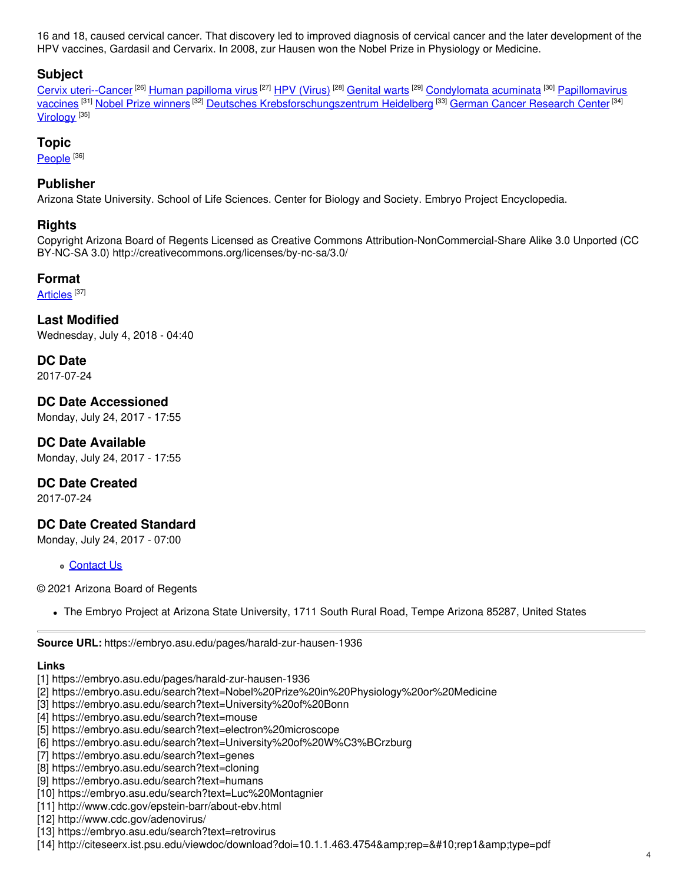16 and 18, caused cervical cancer. That discovery led to improved diagnosis of cervical cancer and the later development of the HPV vaccines, Gardasil and Cervarix. In 2008, zur Hausen won the Nobel Prize in Physiology or Medicine.

### Subject

Cervix uteri--Cancer [26] Human papilloma virus [27] HPV (Virus) [28] Genital warts [29] Condylomata acuminata [30] Papillomavirus vaccines [31] Nobel Prize winners [32] Deutsches Krebsforschungszentrum Heidelberg [33] German Cancer Research Center [34] Virology [35]

### Topic

People [36]

### Publisher

Arizona State University. School of Life Sciences. Center for Biology and Society. Embryo Project Encyclopedia.

### Rights

Copyright Arizona Board of Regents Licensed as Creative Commons Attribution-NonCommercial-Share Alike 3.0 Unported (CC BY-NC-SA 3.0) http://creativecommons.org/licenses/by-nc-sa/3.0/

### Format

Articles [37]

### Last Modified

Wednesday, July 4, 2018 - 04:40

### DC Date

2017-07-24

### DC Date Accessioned

Monday, July 24, 2017 - 17:55

### DC Date Available

Monday, July 24, 2017 - 17:55

### DC Date Created

2017-07-24

### DC Date Created Standard

Monday, July 24, 2017 - 07:00

- Contact Us

© 2021 Arizona Board of Regents

- The Embryo Project at Arizona State University, 1711 South Rural Road, Tempe Arizona 85287, United States

---

**Source URL:** https://embryo.asu.edu/pages/harald-zur-hausen-1936

**Links**

[1] https://embryo.asu.edu/pages/harald-zur-hausen-1936
[2] https://embryo.asu.edu/search?text=Nobel%20Prize%20in%20Physiology%20or%20Medicine
[3] https://embryo.asu.edu/search?text=University%20of%20Bonn
[4] https://embryo.asu.edu/search?text=mouse
[5] https://embryo.asu.edu/search?text=electron%20microscope
[6] https://embryo.asu.edu/search?text=University%20of%20W%C3%BCrzburg
[7] https://embryo.asu.edu/search?text=genes
[8] https://embryo.asu.edu/search?text=cloning
[9] https://embryo.asu.edu/search?text=humans
[10] https://embryo.asu.edu/search?text=Luc%20Montagnier
[11] http://www.cdc.gov/epstein-barr/about-ebv.html
[12] http://www.cdc.gov/adenovirus/
[13] https://embryo.asu.edu/search?text=retrovirus
[14] http://citeseerx.ist.psu.edu/viewdoc/download?doi=10.1.1.463.4754&amp;rep=&#10;rep1&amp;type=pdf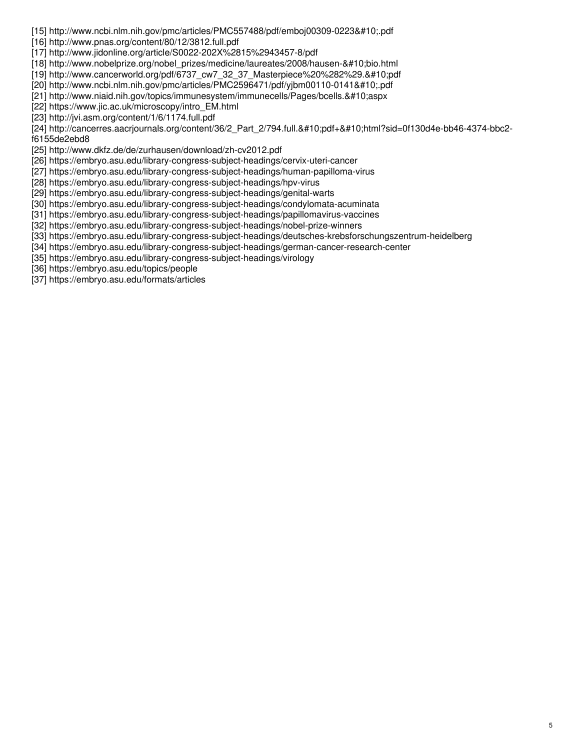[15] http://www.ncbi.nlm.nih.gov/pmc/articles/PMC557488/pdf/emboj00309-0223&#10;.pdf
[16] http://www.pnas.org/content/80/12/3812.full.pdf
[17] http://www.jidonline.org/article/S0022-202X%2815%2943457-8/pdf
[18] http://www.nobelprize.org/nobel_prizes/medicine/laureates/2008/hausen-&#10;bio.html
[19] http://www.cancerworld.org/pdf/6737_cw7_32_37_Masterpiece%20%282%29.&#10;pdf
[20] http://www.ncbi.nlm.nih.gov/pmc/articles/PMC2596471/pdf/yjbm00110-0141&#10;.pdf
[21] http://www.niaid.nih.gov/topics/immunesystem/immunecells/Pages/bcells.&#10;aspx
[22] https://www.jic.ac.uk/microscopy/intro_EM.html
[23] http://jvi.asm.org/content/1/6/1174.full.pdf
[24] http://cancerres.aacrjournals.org/content/36/2_Part_2/794.full.&#10;pdf+&#10;html?sid=0f130d4e-bb46-4374-bbc2-f6155de2ebd8
[25] http://www.dkfz.de/de/zurhausen/download/zh-cv2012.pdf
[26] https://embryo.asu.edu/library-congress-subject-headings/cervix-uteri-cancer
[27] https://embryo.asu.edu/library-congress-subject-headings/human-papilloma-virus
[28] https://embryo.asu.edu/library-congress-subject-headings/hpv-virus
[29] https://embryo.asu.edu/library-congress-subject-headings/genital-warts
[30] https://embryo.asu.edu/library-congress-subject-headings/condylomata-acuminata
[31] https://embryo.asu.edu/library-congress-subject-headings/papillomavirus-vaccines
[32] https://embryo.asu.edu/library-congress-subject-headings/nobel-prize-winners
[33] https://embryo.asu.edu/library-congress-subject-headings/deutsches-krebsforschungszentrum-heidelberg
[34] https://embryo.asu.edu/library-congress-subject-headings/german-cancer-research-center
[35] https://embryo.asu.edu/library-congress-subject-headings/virology
[36] https://embryo.asu.edu/topics/people
[37] https://embryo.asu.edu/formats/articles